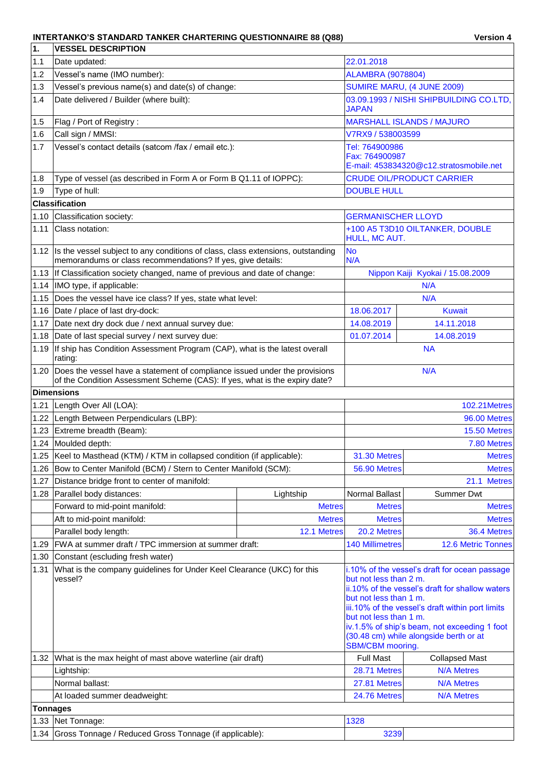**INTERTANKO'S STANDARD TANKER CHARTERING QUESTIONNAIRE 88 (Q88)** **Version 4**

| 1. | VESSEL DESCRIPTION | | | | |
|---|---|---|---|---|---|
| 1.1 | Date updated: | | | 22.01.2018 | |
| 1.2 | Vessel's name (IMO number): | | | ALAMBRA (9078804) | |
| 1.3 | Vessel's previous name(s) and date(s) of change: | | | SUMIRE MARU, (4 JUNE 2009) | |
| 1.4 | Date delivered / Builder (where built): | | | 03.09.1993 / NISHI SHIPBUILDING CO.LTD, JAPAN | |
| 1.5 | Flag / Port of Registry : | | | MARSHALL ISLANDS / MAJURO | |
| 1.6 | Call sign / MMSI: | | | V7RX9 / 538003599 | |
| 1.7 | Vessel's contact details (satcom /fax / email etc.): | | | Tel: 764900986<br>Fax: 764900987<br>E-mail: 453834320@c12.stratosmobile.net | |
| 1.8 | Type of vessel (as described in Form A or Form B Q1.11 of IOPPC): | | | CRUDE OIL/PRODUCT CARRIER | |
| 1.9 | Type of hull: | | | DOUBLE HULL | |
| | **Classification** | | | | |
| 1.10 | Classification society: | | | GERMANISCHER LLOYD | |
| 1.11 | Class notation: | | | +100 A5 T3D10 OILTANKER, DOUBLE HULL, MC AUT. | |
| 1.12 | Is the vessel subject to any conditions of class, class extensions, outstanding memorandums or class recommendations? If yes, give details: | | | No<br>N/A | |
| 1.13 | If Classification society changed, name of previous and date of change: | | | Nippon Kaiji Kyokai / 15.08.2009 | |
| 1.14 | IMO type, if applicable: | | | N/A | |
| 1.15 | Does the vessel have ice class? If yes, state what level: | | | N/A | |
| 1.16 | Date / place of last dry-dock: | | | 18.06.2017 | Kuwait |
| 1.17 | Date next dry dock due / next annual survey due: | | | 14.08.2019 | 14.11.2018 |
| 1.18 | Date of last special survey / next survey due: | | | 01.07.2014 | 14.08.2019 |
| 1.19 | If ship has Condition Assessment Program (CAP), what is the latest overall rating: | | | NA | |
| 1.20 | Does the vessel have a statement of compliance issued under the provisions of the Condition Assessment Scheme (CAS): If yes, what is the expiry date? | | | N/A | |
| | **Dimensions** | | | | |
| 1.21 | Length Over All (LOA): | | | | 102.21Metres |
| 1.22 | Length Between Perpendiculars (LBP): | | | | 96.00 Metres |
| 1.23 | Extreme breadth (Beam): | | | | 15.50 Metres |
| 1.24 | Moulded depth: | | | | 7.80 Metres |
| 1.25 | Keel to Masthead (KTM) / KTM in collapsed condition (if applicable): | | | 31.30 Metres | Metres |
| 1.26 | Bow to Center Manifold (BCM) / Stern to Center Manifold (SCM): | | | 56.90 Metres | Metres |
| 1.27 | Distance bridge front to center of manifold: | | | | 21.1 Metres |
| 1.28 | Parallel body distances: | | Lightship | Normal Ballast | Summer Dwt |
| | Forward to mid-point manifold: | | Metres | Metres | Metres |
| | Aft to mid-point manifold: | | Metres | Metres | Metres |
| | Parallel body length: | | 12.1 Metres | 20.2 Metres | 36.4 Metres |
| 1.29 | FWA at summer draft / TPC immersion at summer draft: | | | 140 Millimetres | 12.6 Metric Tonnes |
| 1.30 | Constant (escluding fresh water) | | | | |
| 1.31 | What is the company guidelines for Under Keel Clearance (UKC) for this vessel? | | | i.10% of the vessel's draft for ocean passage but not less than 2 m.<br>ii.10% of the vessel's draft for shallow waters but not less than 1 m.<br>iii.10% of the vessel's draft within port limits but not less than 1 m.<br>iv.1.5% of ship's beam, not exceeding 1 foot (30.48 cm) while alongside berth or at SBM/CBM mooring. | |
| 1.32 | What is the max height of mast above waterline (air draft) | | | Full Mast | Collapsed Mast |
| | Lightship: | | | 28.71 Metres | N/A Metres |
| | Normal ballast: | | | 27.81 Metres | N/A Metres |
| | At loaded summer deadweight: | | | 24.76 Metres | N/A Metres |
| | **Tonnages** | | | | |
| 1.33 | Net Tonnage: | | | 1328 | |
| 1.34 | Gross Tonnage / Reduced Gross Tonnage (if applicable): | | | 3239 | |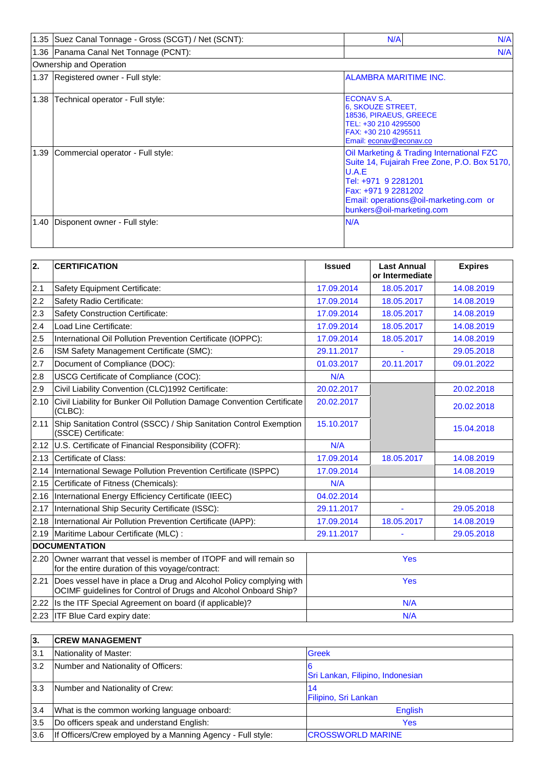| | | | |
|---|---|---|---|
| 1.35 | Suez Canal Tonnage - Gross (SCGT) / Net (SCNT): | N/A | N/A |
| 1.36 | Panama Canal Net Tonnage (PCNT): | | N/A |
| Ownership and Operation | | | |
| 1.37 | Registered owner - Full style: | ALAMBRA MARITIME INC. | |
| 1.38 | Technical operator - Full style: | ECONAV S.A.<br>6, SKOUZE STREET,<br>18536, PIRAEUS, GREECE<br>TEL: +30 210 4295500<br>FAX: +30 210 4295511<br>Email: econav@econav.co | |
| 1.39 | Commercial operator - Full style: | Oil Marketing & Trading International FZC<br>Suite 14, Fujairah Free Zone, P.O. Box 5170, U.A.E<br>Tel: +971 9 2281201<br>Fax: +971 9 2281202<br>Email: operations@oil-marketing.com or bunkers@oil-marketing.com | |
| 1.40 | Disponent owner - Full style: | N/A | |

| 2. | CERTIFICATION | Issued | Last Annual or Intermediate | Expires |
|---|---|---|---|---|
| 2.1 | Safety Equipment Certificate: | 17.09.2014 | 18.05.2017 | 14.08.2019 |
| 2.2 | Safety Radio Certificate: | 17.09.2014 | 18.05.2017 | 14.08.2019 |
| 2.3 | Safety Construction Certificate: | 17.09.2014 | 18.05.2017 | 14.08.2019 |
| 2.4 | Load Line Certificate: | 17.09.2014 | 18.05.2017 | 14.08.2019 |
| 2.5 | International Oil Pollution Prevention Certificate (IOPPC): | 17.09.2014 | 18.05.2017 | 14.08.2019 |
| 2.6 | ISM Safety Management Certificate (SMC): | 29.11.2017 | - | 29.05.2018 |
| 2.7 | Document of Compliance (DOC): | 01.03.2017 | 20.11.2017 | 09.01.2022 |
| 2.8 | USCG Certificate of Compliance (COC): | N/A | | |
| 2.9 | Civil Liability Convention (CLC)1992 Certificate: | 20.02.2017 | | 20.02.2018 |
| 2.10 | Civil Liability for Bunker Oil Pollution Damage Convention Certificate (CLBC): | 20.02.2017 | | 20.02.2018 |
| 2.11 | Ship Sanitation Control (SSCC) / Ship Sanitation Control Exemption (SSCE) Certificate: | 15.10.2017 | | 15.04.2018 |
| 2.12 | U.S. Certificate of Financial Responsibility (COFR): | N/A | | |
| 2.13 | Certificate of Class: | 17.09.2014 | 18.05.2017 | 14.08.2019 |
| 2.14 | International Sewage Pollution Prevention Certificate (ISPPC) | 17.09.2014 | | 14.08.2019 |
| 2.15 | Certificate of Fitness (Chemicals): | N/A | | |
| 2.16 | International Energy Efficiency Certificate (IEEC) | 04.02.2014 | | |
| 2.17 | International Ship Security Certificate (ISSC): | 29.11.2017 | - | 29.05.2018 |
| 2.18 | International Air Pollution Prevention Certificate (IAPP): | 17.09.2014 | 18.05.2017 | 14.08.2019 |
| 2.19 | Maritime Labour Certificate (MLC) : | 29.11.2017 | - | 29.05.2018 |
| **DOCUMENTATION** | | | | |
| 2.20 | Owner warrant that vessel is member of ITOPF and will remain so for the entire duration of this voyage/contract: | Yes | | |
| 2.21 | Does vessel have in place a Drug and Alcohol Policy complying with OCIMF guidelines for Control of Drugs and Alcohol Onboard Ship? | Yes | | |
| 2.22 | Is the ITF Special Agreement on board (if applicable)? | N/A | | |
| 2.23 | ITF Blue Card expiry date: | N/A | | |

| 3. | CREW MANAGEMENT | |
|---|---|---|
| 3.1 | Nationality of Master: | Greek |
| 3.2 | Number and Nationality of Officers: | 6<br>Sri Lankan, Filipino, Indonesian |
| 3.3 | Number and Nationality of Crew: | 14<br>Filipino, Sri Lankan |
| 3.4 | What is the common working language onboard: | English |
| 3.5 | Do officers speak and understand English: | Yes |
| 3.6 | If Officers/Crew employed by a Manning Agency - Full style: | CROSSWORLD MARINE |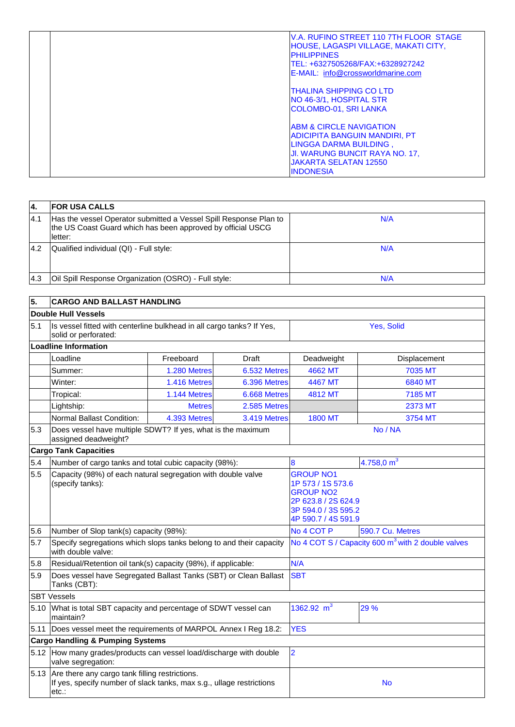| | | |
|---|---|---|
| | | V.A. RUFINO STREET 110 7TH FLOOR STAGE HOUSE, LAGASPI VILLAGE, MAKATI CITY, PHILIPPINES<br>TEL: +6327505268/FAX:+6328927242<br>E-MAIL: info@crossworldmarine.com<br><br>THALINA SHIPPING CO LTD<br>NO 46-3/1, HOSPITAL STR<br>COLOMBO-01, SRI LANKA<br><br>ABM & CIRCLE NAVIGATION<br>ADICIPITA BANGUIN MANDIRI, PT<br>LINGGA DARMA BUILDING ,<br>Jl. WARUNG BUNCIT RAYA NO. 17,<br>JAKARTA SELATAN 12550<br>INDONESIA |

| **4.** | **FOR USA CALLS** | |
|---|---|---|
| 4.1 | Has the vessel Operator submitted a Vessel Spill Response Plan to the US Coast Guard which has been approved by official USCG letter: | N/A |
| 4.2 | Qualified individual (QI) - Full style: | N/A |
| 4.3 | Oil Spill Response Organization (OSRO) - Full style: | N/A |

| **5.** | **CARGO AND BALLAST HANDLING** | | | | |
|---|---|---|---|---|---|
| **Double Hull Vessels** | | | | | |
| 5.1 | Is vessel fitted with centerline bulkhead in all cargo tanks? If Yes, solid or perforated: | | | Yes, Solid | |
| **Loadline Information** | | | | | |
| | Loadline | Freeboard | Draft | Deadweight | Displacement |
| | Summer: | 1.280 Metres | 6.532 Metres | 4662 MT | 7035 MT |
| | Winter: | 1.416 Metres | 6.396 Metres | 4467 MT | 6840 MT |
| | Tropical: | 1.144 Metres | 6.668 Metres | 4812 MT | 7185 MT |
| | Lightship: | Metres | 2.585 Metres | | 2373 MT |
| | Normal Ballast Condition: | 4.393 Metres | 3.419 Metres | 1800 MT | 3754 MT |
| 5.3 | Does vessel have multiple SDWT? If yes, what is the maximum assigned deadweight? | | | No / NA | |
| **Cargo Tank Capacities** | | | | | |
| 5.4 | Number of cargo tanks and total cubic capacity (98%): | | | 8 | 4.758,0 $m^3$ |
| 5.5 | Capacity (98%) of each natural segregation with double valve (specify tanks): | | | GROUP NO1<br>1P 573 / 1S 573.6<br>GROUP NO2<br>2P 623.8 / 2S 624.9<br>3P 594.0 / 3S 595.2<br>4P 590.7 / 4S 591.9 | |
| 5.6 | Number of Slop tank(s) capacity (98%): | | | No 4 COT P | 590.7 Cu. Metres |
| 5.7 | Specify segregations which slops tanks belong to and their capacity with double valve: | | | No 4 COT S / Capacity 600 $m^3$ with 2 double valves | |
| 5.8 | Residual/Retention oil tank(s) capacity (98%), if applicable: | | | N/A | |
| 5.9 | Does vessel have Segregated Ballast Tanks (SBT) or Clean Ballast Tanks (CBT): | | | SBT | |
| SBT Vessels | | | | | |
| 5.10 | What is total SBT capacity and percentage of SDWT vessel can maintain? | | | 1362.92 $m^3$ | 29 % |
| 5.11 | Does vessel meet the requirements of MARPOL Annex I Reg 18.2: | | | YES | |
| **Cargo Handling & Pumping Systems** | | | | | |
| 5.12 | How many grades/products can vessel load/discharge with double valve segregation: | | | 2 | |
| 5.13 | Are there any cargo tank filling restrictions.<br>If yes, specify number of slack tanks, max s.g., ullage restrictions etc.: | | | No | |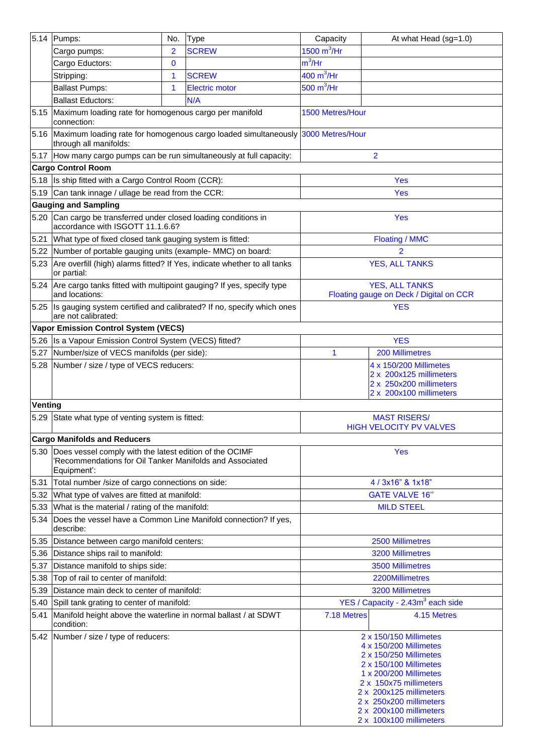| | | | | | |
|---|---|---|---|---|---|
| 5.14 | Pumps: | No. | Type | Capacity | At what Head (sg=1.0) |
| | Cargo pumps: | 2 | SCREW | 1500 $m^3$/Hr | |
| | Cargo Eductors: | 0 | | $m^3$/Hr | |
| | Stripping: | 1 | SCREW | 400 $m^3$/Hr | |
| | Ballast Pumps: | 1 | Electric motor | 500 $m^3$/Hr | |
| | Ballast Eductors: | | N/A | | |
| 5.15 | Maximum loading rate for homogenous cargo per manifold connection: | | | 1500 Metres/Hour | |
| 5.16 | Maximum loading rate for homogenous cargo loaded simultaneously through all manifolds: | | | 3000 Metres/Hour | |
| 5.17 | How many cargo pumps can be run simultaneously at full capacity: | | | 2 | |
| **Cargo Control Room** | | | | | |
| 5.18 | Is ship fitted with a Cargo Control Room (CCR): | | | Yes | |
| 5.19 | Can tank innage / ullage be read from the CCR: | | | Yes | |
| **Gauging and Sampling** | | | | | |
| 5.20 | Can cargo be transferred under closed loading conditions in accordance with ISGOTT 11.1.6.6? | | | Yes | |
| 5.21 | What type of fixed closed tank gauging system is fitted: | | | Floating / MMC | |
| 5.22 | Number of portable gauging units (example- MMC) on board: | | | 2 | |
| 5.23 | Are overfill (high) alarms fitted? If Yes, indicate whether to all tanks or partial: | | | YES, ALL TANKS | |
| 5.24 | Are cargo tanks fitted with multipoint gauging? If yes, specify type and locations: | | | YES, ALL TANKS<br>Floating gauge on Deck / Digital on CCR | |
| 5.25 | Is gauging system certified and calibrated? If no, specify which ones are not calibrated: | | | YES | |
| **Vapor Emission Control System (VECS)** | | | | | |
| 5.26 | Is a Vapour Emission Control System (VECS) fitted? | | | YES | |
| 5.27 | Number/size of VECS manifolds (per side): | | | 1 | 200 Millimetres |
| 5.28 | Number / size / type of VECS reducers: | | | | 4 x 150/200 Millimetes<br>2 x 200x125 millimeters<br>2 x 250x200 millimeters<br>2 x 200x100 millimeters |
| **Venting** | | | | | |
| 5.29 | State what type of venting system is fitted: | | | MAST RISERS/<br>HIGH VELOCITY PV VALVES | |
| **Cargo Manifolds and Reducers** | | | | | |
| 5.30 | Does vessel comply with the latest edition of the OCIMF 'Recommendations for Oil Tanker Manifolds and Associated Equipment': | | | Yes | |
| 5.31 | Total number /size of cargo connections on side: | | | 4 / 3x16" & 1x18" | |
| 5.32 | What type of valves are fitted at manifold: | | | GATE VALVE 16" | |
| 5.33 | What is the material / rating of the manifold: | | | MILD STEEL | |
| 5.34 | Does the vessel have a Common Line Manifold connection? If yes, describe: | | | | |
| 5.35 | Distance between cargo manifold centers: | | | 2500 Millimetres | |
| 5.36 | Distance ships rail to manifold: | | | 3200 Millimetres | |
| 5.37 | Distance manifold to ships side: | | | 3500 Millimetres | |
| 5.38 | Top of rail to center of manifold: | | | 2200Millimetres | |
| 5.39 | Distance main deck to center of manifold: | | | 3200 Millimetres | |
| 5.40 | Spill tank grating to center of manifold: | | | YES / Capacity - 2.43$m^3$ each side | |
| 5.41 | Manifold height above the waterline in normal ballast / at SDWT condition: | | | 7.18 Metres | 4.15 Metres |
| 5.42 | Number / size / type of reducers: | | | 2 x 150/150 Millimetes<br>4 x 150/200 Millimetes<br>2 x 150/250 Millimetes<br>2 x 150/100 Millimetes<br>1 x 200/200 Millimetes<br>2 x 150x75 millimeters<br>2 x 200x125 millimeters<br>2 x 250x200 millimeters<br>2 x 200x100 millimeters<br>2 x 100x100 millimeters | |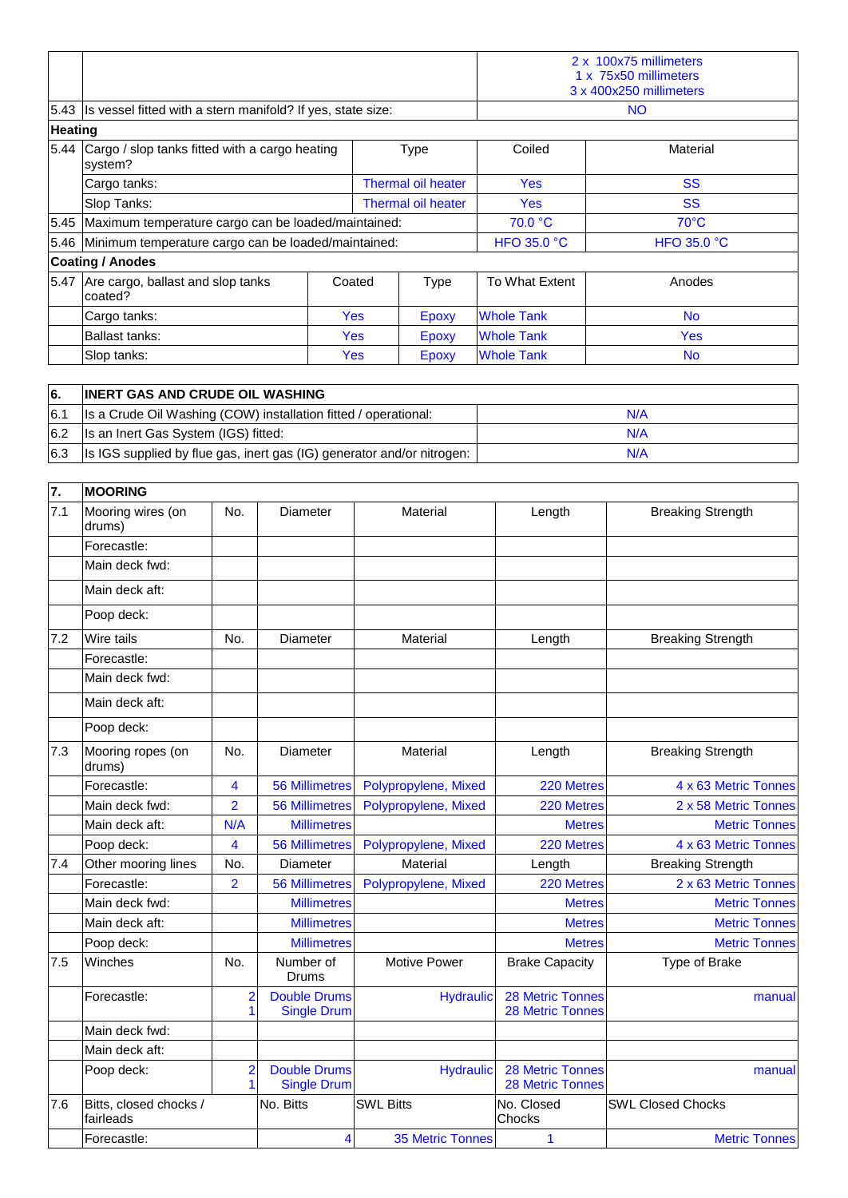| | | | | |
|---|---|---|---|---|
| | | | | 2 x 100x75 millimeters<br>1 x 75x50 millimeters<br>3 x 400x250 millimeters |
| 5.43 | Is vessel fitted with a stern manifold? If yes, state size: | | | NO |
| **Heating** | | | | |
| 5.44 | Cargo / slop tanks fitted with a cargo heating system? | Type | Coiled | Material |
| | Cargo tanks: | Thermal oil heater | Yes | SS |
| | Slop Tanks: | Thermal oil heater | Yes | SS |
| 5.45 | Maximum temperature cargo can be loaded/maintained: | | 70.0 °C | 70°C |
| 5.46 | Minimum temperature cargo can be loaded/maintained: | | HFO 35.0 °C | HFO 35.0 °C |

| | | | | | |
|---|---|---|---|---|---|
| **Coating / Anodes** | | | | | |
| 5.47 | Are cargo, ballast and slop tanks coated? | Coated | Type | To What Extent | Anodes |
| | Cargo tanks: | Yes | Epoxy | Whole Tank | No |
| | Ballast tanks: | Yes | Epoxy | Whole Tank | Yes |
| | Slop tanks: | Yes | Epoxy | Whole Tank | No |

| 6. | INERT GAS AND CRUDE OIL WASHING | |
|---|---|---|
| 6.1 | Is a Crude Oil Washing (COW) installation fitted / operational: | N/A |
| 6.2 | Is an Inert Gas System (IGS) fitted: | N/A |
| 6.3 | Is IGS supplied by flue gas, inert gas (IG) generator and/or nitrogen: | N/A |

| 7. | MOORING | | | | | |
|---|---|---|---|---|---|---|
| 7.1 | Mooring wires (on drums) | No. | Diameter | Material | Length | Breaking Strength |
| | Forecastle: | | | | | |
| | Main deck fwd: | | | | | |
| | Main deck aft: | | | | | |
| | Poop deck: | | | | | |
| 7.2 | Wire tails | No. | Diameter | Material | Length | Breaking Strength |
| | Forecastle: | | | | | |
| | Main deck fwd: | | | | | |
| | Main deck aft: | | | | | |
| | Poop deck: | | | | | |
| 7.3 | Mooring ropes (on drums) | No. | Diameter | Material | Length | Breaking Strength |
| | Forecastle: | 4 | 56 Millimetres | Polypropylene, Mixed | 220 Metres | 4 x 63 Metric Tonnes |
| | Main deck fwd: | 2 | 56 Millimetres | Polypropylene, Mixed | 220 Metres | 2 x 58 Metric Tonnes |
| | Main deck aft: | N/A | Millimetres | | Metres | Metric Tonnes |
| | Poop deck: | 4 | 56 Millimetres | Polypropylene, Mixed | 220 Metres | 4 x 63 Metric Tonnes |
| 7.4 | Other mooring lines | No. | Diameter | Material | Length | Breaking Strength |
| | Forecastle: | 2 | 56 Millimetres | Polypropylene, Mixed | 220 Metres | 2 x 63 Metric Tonnes |
| | Main deck fwd: | | Millimetres | | Metres | Metric Tonnes |
| | Main deck aft: | | Millimetres | | Metres | Metric Tonnes |
| | Poop deck: | | Millimetres | | Metres | Metric Tonnes |
| 7.5 | Winches | No. | Number of Drums | Motive Power | Brake Capacity | Type of Brake |
| | Forecastle: | 2<br>1 | Double Drums<br>Single Drum | Hydraulic | 28 Metric Tonnes<br>28 Metric Tonnes | manual |
| | Main deck fwd: | | | | | |
| | Main deck aft: | | | | | |
| | Poop deck: | 2<br>1 | Double Drums<br>Single Drum | Hydraulic | 28 Metric Tonnes<br>28 Metric Tonnes | manual |
| 7.6 | Bitts, closed chocks / fairleads | | No. Bitts | SWL Bitts | No. Closed Chocks | SWL Closed Chocks |
| | Forecastle: | | 4 | 35 Metric Tonnes | 1 | Metric Tonnes |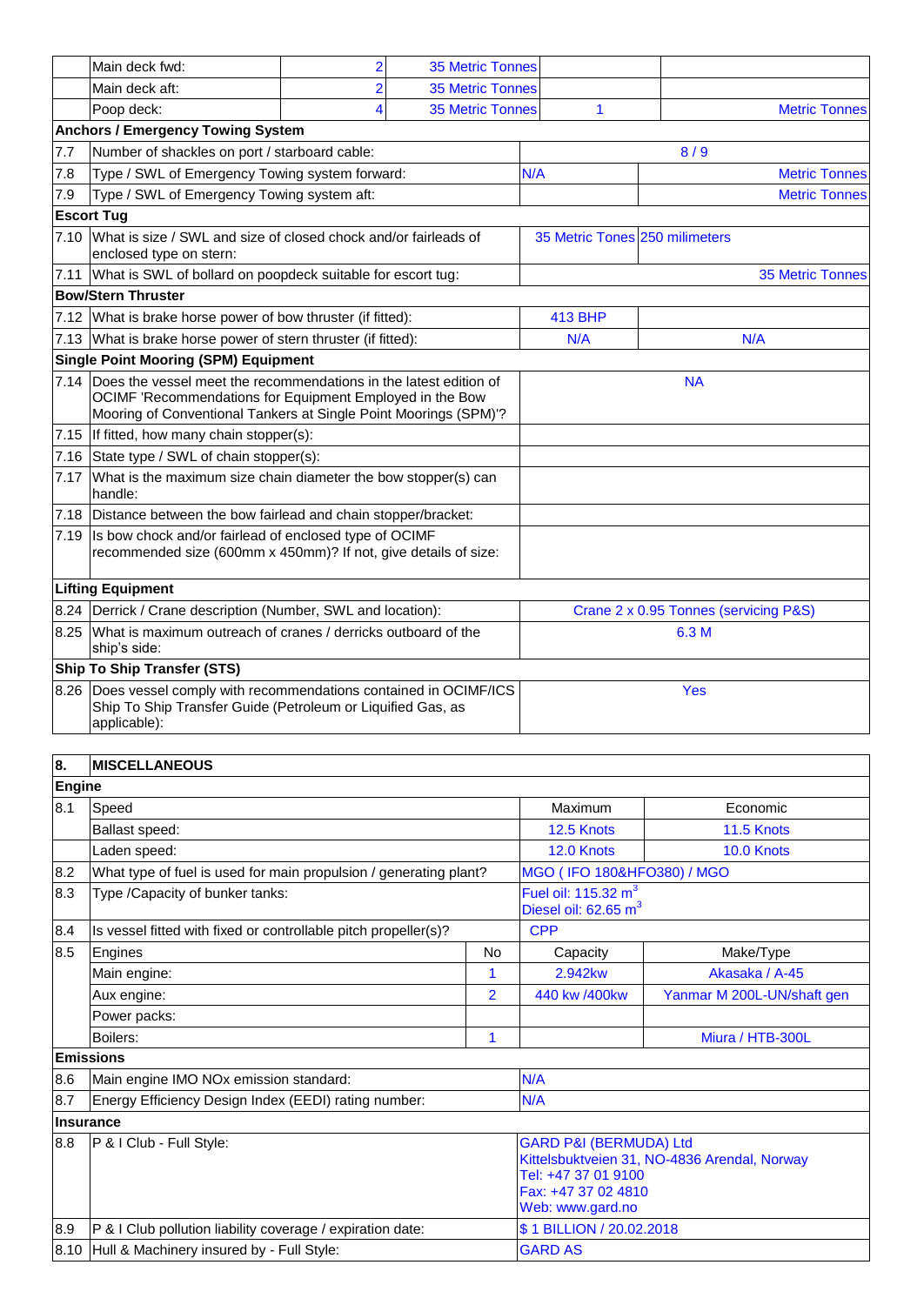|  |  |  |  |  |  |
|---|---|---|---|---|---|
|  | Main deck fwd: | 2 | 35 Metric Tonnes |  |  |
|  | Main deck aft: | 2 | 35 Metric Tonnes |  |  |
|  | Poop deck: | 4 | 35 Metric Tonnes | 1 | Metric Tonnes |
| **Anchors / Emergency Towing System** |  |  |  |  |  |
| 7.7 | Number of shackles on port / starboard cable: |  |  | 8 / 9 |  |
| 7.8 | Type / SWL of Emergency Towing system forward: |  |  | N/A | Metric Tonnes |
| 7.9 | Type / SWL of Emergency Towing system aft: |  |  |  | Metric Tonnes |
| **Escort Tug** |  |  |  |  |  |
| 7.10 | What is size / SWL and size of closed chock and/or fairleads of enclosed type on stern: |  |  | 35 Metric Tonnes | 250 milimeters |
| 7.11 | What is SWL of bollard on poopdeck suitable for escort tug: |  |  |  | 35 Metric Tonnes |
| **Bow/Stern Thruster** |  |  |  |  |  |
| 7.12 | What is brake horse power of bow thruster (if fitted): |  |  | 413 BHP |  |
| 7.13 | What is brake horse power of stern thruster (if fitted): |  |  | N/A | N/A |
| **Single Point Mooring (SPM) Equipment** |  |  |  |  |  |
| 7.14 | Does the vessel meet the recommendations in the latest edition of OCIMF 'Recommendations for Equipment Employed in the Bow Mooring of Conventional Tankers at Single Point Moorings (SPM)'? |  |  | NA |  |
| 7.15 | If fitted, how many chain stopper(s): |  |  |  |  |
| 7.16 | State type / SWL of chain stopper(s): |  |  |  |  |
| 7.17 | What is the maximum size chain diameter the bow stopper(s) can handle: |  |  |  |  |
| 7.18 | Distance between the bow fairlead and chain stopper/bracket: |  |  |  |  |
| 7.19 | Is bow chock and/or fairlead of enclosed type of OCIMF recommended size (600mm x 450mm)? If not, give details of size: |  |  |  |  |
| **Lifting Equipment** |  |  |  |  |  |
| 8.24 | Derrick / Crane description (Number, SWL and location): |  |  | Crane 2 x 0.95 Tonnes (servicing P&S) |  |
| 8.25 | What is maximum outreach of cranes / derricks outboard of the ship's side: |  |  | 6.3 M |  |
| **Ship To Ship Transfer (STS)** |  |  |  |  |  |
| 8.26 | Does vessel comply with recommendations contained in OCIMF/ICS Ship To Ship Transfer Guide (Petroleum or Liquified Gas, as applicable): |  |  | Yes |  |

| 8. | MISCELLANEOUS |  |  |  |
|---|---|---|---|---|
| **Engine** |  |  |  |  |
| 8.1 | Speed |  | Maximum | Economic |
|  | Ballast speed: |  | 12.5 Knots | 11.5 Knots |
|  | Laden speed: |  | 12.0 Knots | 10.0 Knots |
| 8.2 | What type of fuel is used for main propulsion / generating plant? |  | MGO ( IFO 180&HFO380) / MGO |  |
| 8.3 | Type /Capacity of bunker tanks: |  | Fuel oil: 115.32 $m^3$<br>Diesel oil: 62.65 $m^3$ |  |
| 8.4 | Is vessel fitted with fixed or controllable pitch propeller(s)? |  | CPP |  |
| 8.5 | Engines | No | Capacity | Make/Type |
|  | Main engine: | 1 | 2.942kw | Akasaka / A-45 |
|  | Aux engine: | 2 | 440 kw /400kw | Yanmar M 200L-UN/shaft gen |
|  | Power packs: |  |  |  |
|  | Boilers: | 1 |  | Miura / HTB-300L |
| **Emissions** |  |  |  |  |
| 8.6 | Main engine IMO NOx emission standard: |  | N/A |  |
| 8.7 | Energy Efficiency Design Index (EEDI) rating number: |  | N/A |  |
| **Insurance** |  |  |  |  |
| 8.8 | P & I Club - Full Style: |  | GARD P&I (BERMUDA) Ltd<br>Kittelsbuktveien 31, NO-4836 Arendal, Norway<br>Tel: +47 37 01 9100<br>Fax: +47 37 02 4810<br>Web: www.gard.no |  |
| 8.9 | P & I Club pollution liability coverage / expiration date: |  | $ 1 BILLION / 20.02.2018 |  |
| 8.10 | Hull & Machinery insured by - Full Style: |  | GARD AS |  |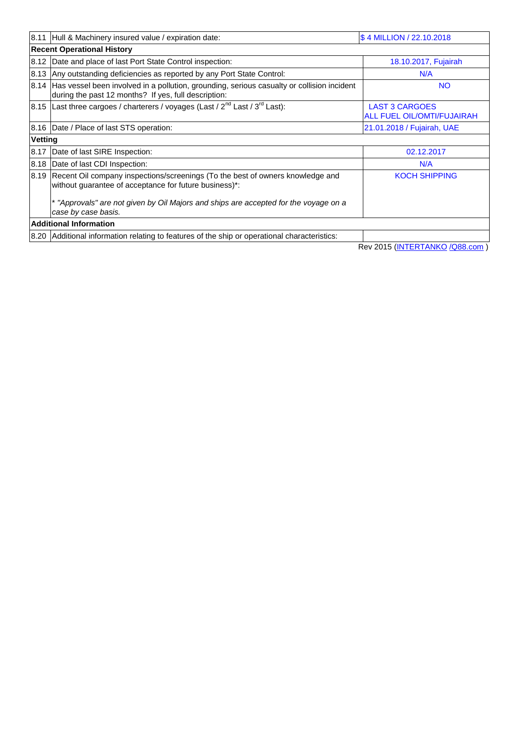| | | |
|---|---|---|
| 8.11 | Hull & Machinery insured value / expiration date: | $ 4 MILLION / 22.10.2018 |
| **Recent Operational History** | | |
| 8.12 | Date and place of last Port State Control inspection: | 18.10.2017, Fujairah |
| 8.13 | Any outstanding deficiencies as reported by any Port State Control: | N/A |
| 8.14 | Has vessel been involved in a pollution, grounding, serious casualty or collision incident during the past 12 months? If yes, full description: | NO |
| 8.15 | Last three cargoes / charterers / voyages (Last / 2nd Last / 3rd Last): | LAST 3 CARGOES ALL FUEL OIL/OMTI/FUJAIRAH |
| 8.16 | Date / Place of last STS operation: | 21.01.2018 / Fujairah, UAE |
| **Vetting** | | |
| 8.17 | Date of last SIRE Inspection: | 02.12.2017 |
| 8.18 | Date of last CDI Inspection: | N/A |
| 8.19 | Recent Oil company inspections/screenings (To the best of owners knowledge and without guarantee of acceptance for future business)*:<br><br>*\* "Approvals" are not given by Oil Majors and ships are accepted for the voyage on a case by case basis.* | KOCH SHIPPING |
| **Additional Information** | | |
| 8.20 | Additional information relating to features of the ship or operational characteristics: | |

Rev 2015 (INTERTANKO /Q88.com )